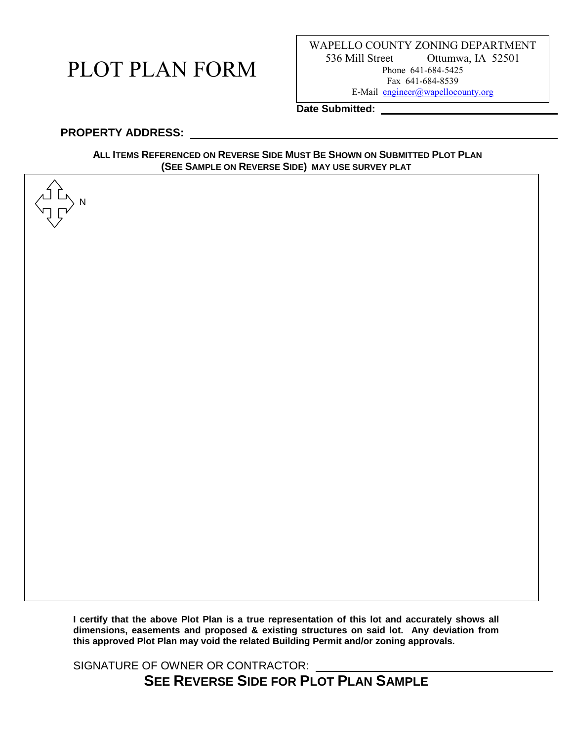# PLOT PLAN FORM

WAPELLO COUNTY ZONING DEPARTMENT
536 Mill Street Ottumwa, IA 52501
Phone 641-684-5425
Fax 641-684-8539
E-Mail engineer@wapellocounty.org

**Date Submitted:** ______________________________

**PROPERTY ADDRESS:** ______________________________________________________________

**ALL ITEMS REFERENCED ON REVERSE SIDE MUST BE SHOWN ON SUBMITTED PLOT PLAN (SEE SAMPLE ON REVERSE SIDE) MAY USE SURVEY PLAT**

N

**I certify that the above Plot Plan is a true representation of this lot and accurately shows all dimensions, easements and proposed & existing structures on said lot. Any deviation from this approved Plot Plan may void the related Building Permit and/or zoning approvals.**

SIGNATURE OF OWNER OR CONTRACTOR: ______________________________________

**SEE REVERSE SIDE FOR PLOT PLAN SAMPLE**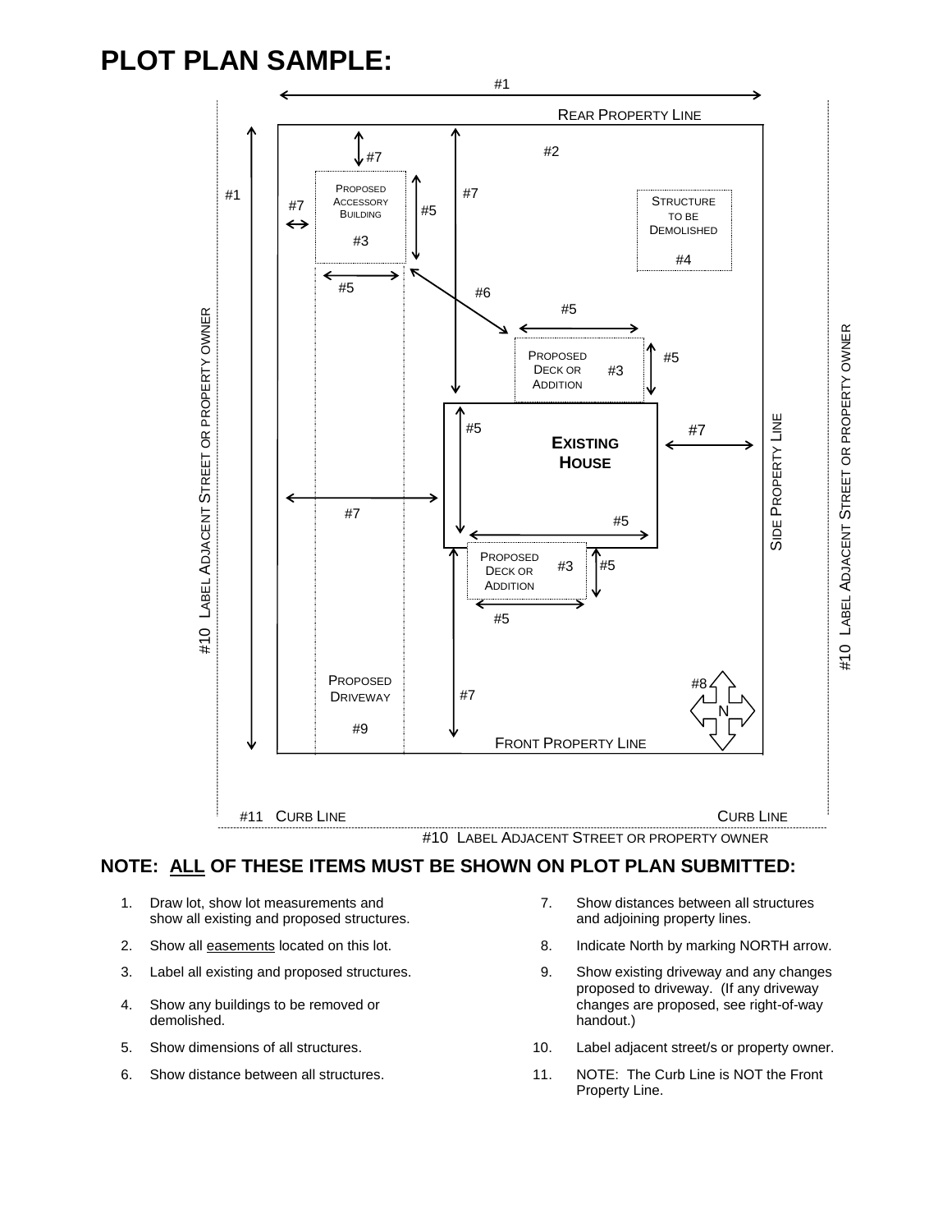# PLOT PLAN SAMPLE:

#1

REAR PROPERTY LINE

#2

#7

PROPOSED ACCESSORY BUILDING #3

#1

#7

#5

#7

STRUCTURE TO BE DEMOLISHED #4

#5

#6

#5

PROPOSED DECK OR ADDITION #3

#5

#5

EXISTING HOUSE

#7

#7

#5

PROPOSED DECK OR ADDITION #3

#5

#5

PROPOSED DRIVEWAY #9

#7

#8

N

FRONT PROPERTY LINE

#10 LABEL ADJACENT STREET OR PROPERTY OWNER

SIDE PROPERTY LINE

#10 LABEL ADJACENT STREET OR PROPERTY OWNER

#11 CURB LINE

CURB LINE

#10 LABEL ADJACENT STREET OR PROPERTY OWNER

## NOTE: ALL OF THESE ITEMS MUST BE SHOWN ON PLOT PLAN SUBMITTED:

1. Draw lot, show lot measurements and show all existing and proposed structures.
2. Show all easements located on this lot.
3. Label all existing and proposed structures.
4. Show any buildings to be removed or demolished.
5. Show dimensions of all structures.
6. Show distance between all structures.
7. Show distances between all structures and adjoining property lines.
8. Indicate North by marking NORTH arrow.
9. Show existing driveway and any changes proposed to driveway. (If any driveway changes are proposed, see right-of-way handout.)
10. Label adjacent street/s or property owner.
11. NOTE: The Curb Line is NOT the Front Property Line.